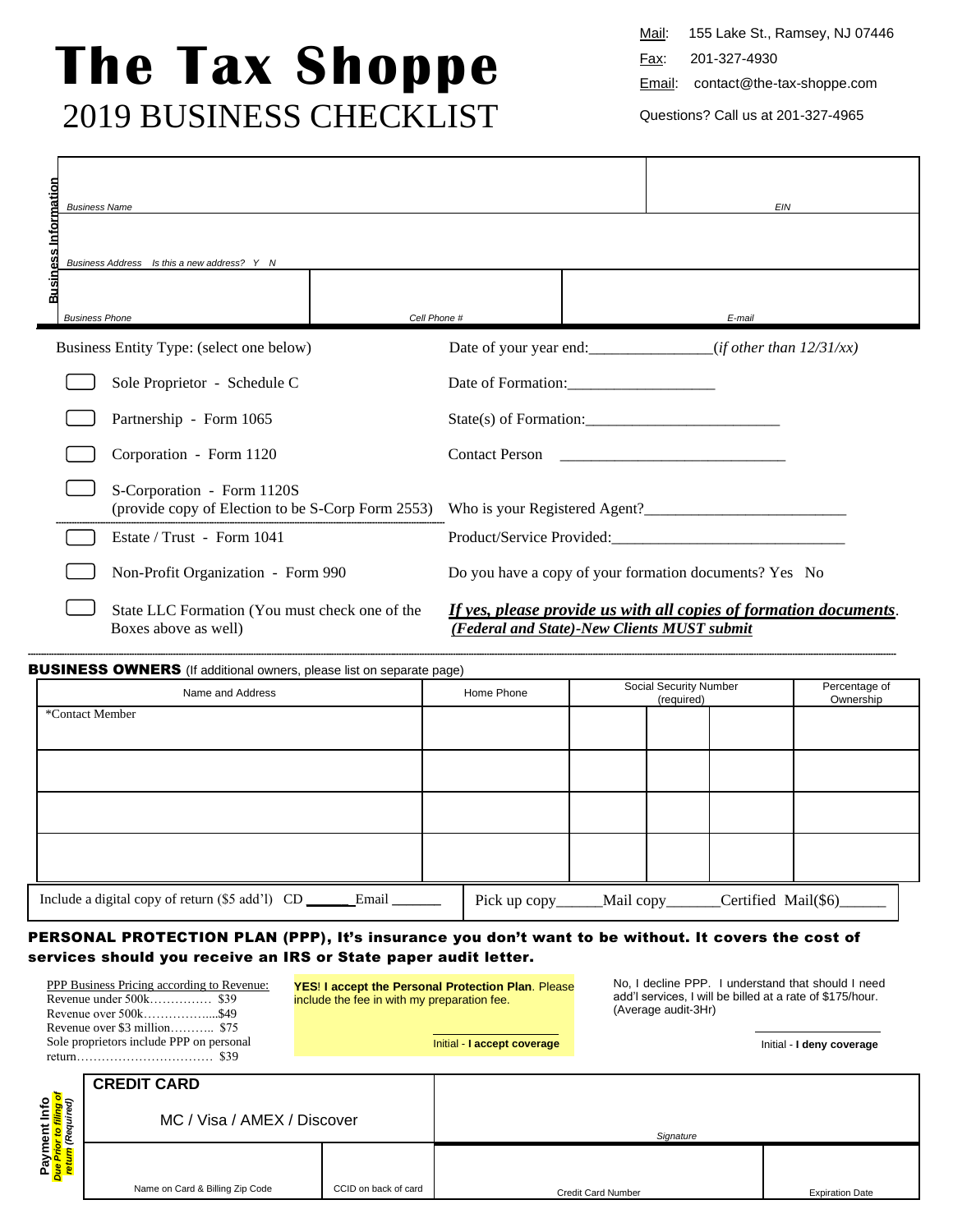# The Tax Shoppe

## 2019 BUSINESS CHECKLIST

Mail: 155 Lake St., Ramsey, NJ 07446

Fax: 201-327-4930

Email: contact@the-tax-shoppe.com

Questions? Call us at 201-327-4965

**Business Information**

| *Business Name* | | *EIN* |
|---|---|---|
| *Business Address Is this a new address? Y N* | | |
| *Business Phone* | *Cell Phone #* | *E-mail* |

Business Entity Type: (select one below)

- ☐ Sole Proprietor - Schedule C
- ☐ Partnership - Form 1065
- ☐ Corporation - Form 1120
- ☐ S-Corporation - Form 1120S (provide copy of Election to be S-Corp Form 2553)
- ☐ Estate / Trust - Form 1041
- ☐ Non-Profit Organization - Form 990
- ☐ State LLC Formation (You must check one of the Boxes above as well)

Date of your year end:_______________(*if other than 12/31/xx*)

Date of Formation:__________________

State(s) of Formation:________________________

Contact Person ____________________________

Who is your Registered Agent?_________________________

Product/Service Provided:_____________________________

Do you have a copy of your formation documents? Yes No

***If yes, please provide us with all copies of formation documents. (Federal and State)-New Clients MUST submit***

**BUSINESS OWNERS** (If additional owners, please list on separate page)

| Name and Address | Home Phone | Social Security Number (required) | | | Percentage of Ownership |
|---|---|---|---|---|---|
| *Contact Member | | | | | |
| | | | | | |
| | | | | | |
| | | | | | |

Include a digital copy of return ($5 add'l) CD ______ Email ______ | Pick up copy______ Mail copy_______ Certified Mail($6)______

**PERSONAL PROTECTION PLAN (PPP), It's insurance you don't want to be without. It covers the cost of services should you receive an IRS or State paper audit letter.**

PPP Business Pricing according to Revenue:
Revenue under 500k…………… $39
Revenue over 500k……………...$49
Revenue over $3 million……….. $75
Sole proprietors include PPP on personal return…………………………… $39

**YES! I accept the Personal Protection Plan**. Please include the fee in with my preparation fee.

____________________
Initial - **I accept coverage**

No, I decline PPP. I understand that should I need add'l services, I will be billed at a rate of $175/hour. (Average audit-3Hr)

____________________
Initial - **I deny coverage**

**Payment Info** *Due Prior to filing of return (Required)*

| **CREDIT CARD** MC / Visa / AMEX / Discover | | *Signature* | |
|---|---|---|---|
| Name on Card & Billing Zip Code | CCID on back of card | Credit Card Number | Expiration Date |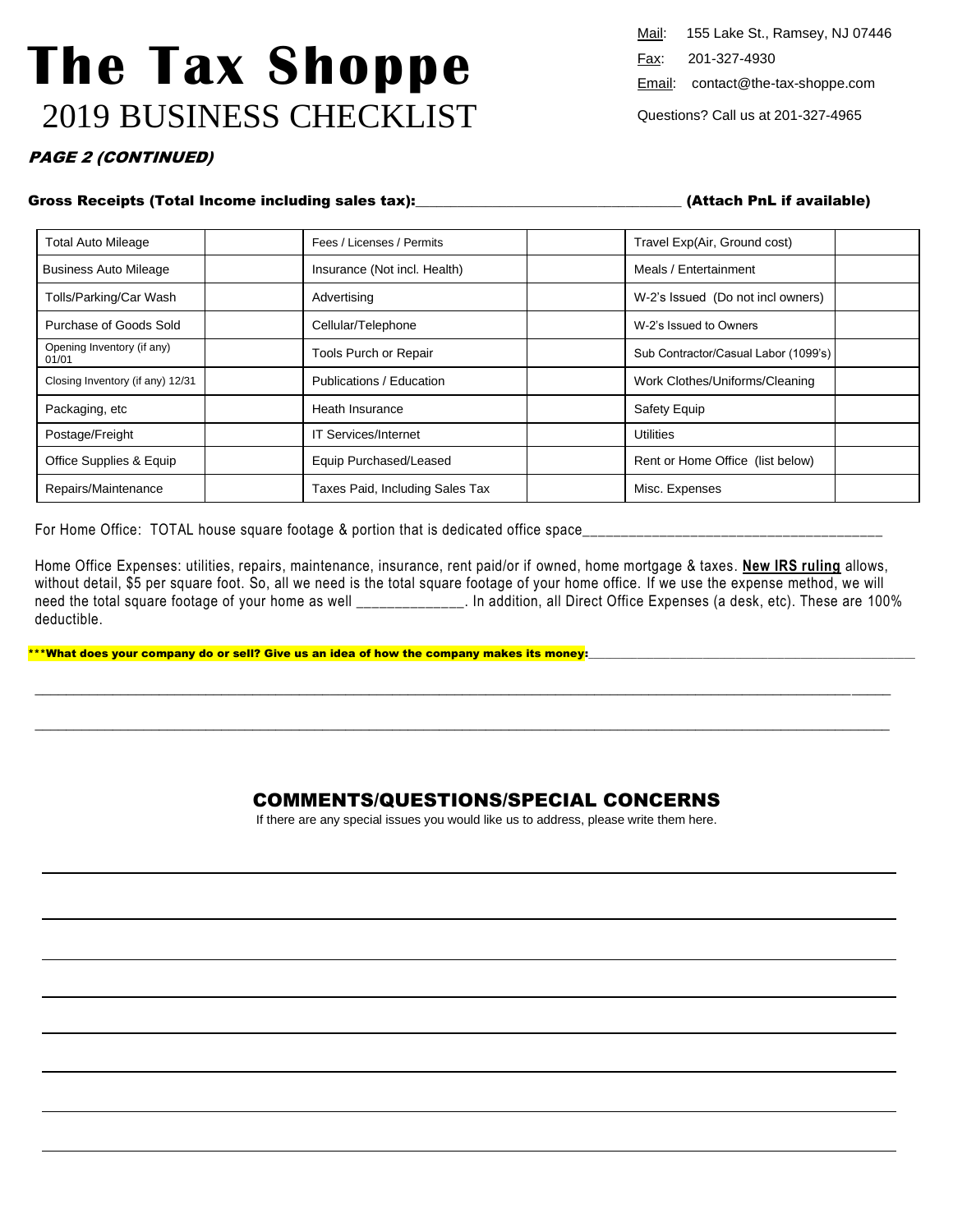# The Tax Shoppe

## 2019 BUSINESS CHECKLIST

Mail: 155 Lake St., Ramsey, NJ 07446

Fax: 201-327-4930

Email: contact@the-tax-shoppe.com

Questions? Call us at 201-327-4965

***PAGE 2 (CONTINUED)***

**Gross Receipts (Total Income including sales tax):_________________________________ (Attach PnL if available)**

| | | | | | |
|---|---|---|---|---|---|
| Total Auto Mileage | | Fees / Licenses / Permits | | Travel Exp(Air, Ground cost) | |
| Business Auto Mileage | | Insurance (Not incl. Health) | | Meals / Entertainment | |
| Tolls/Parking/Car Wash | | Advertising | | W-2's Issued (Do not incl owners) | |
| Purchase of Goods Sold | | Cellular/Telephone | | W-2's Issued to Owners | |
| Opening Inventory (if any) 01/01 | | Tools Purch or Repair | | Sub Contractor/Casual Labor (1099's) | |
| Closing Inventory (if any) 12/31 | | Publications / Education | | Work Clothes/Uniforms/Cleaning | |
| Packaging, etc | | Heath Insurance | | Safety Equip | |
| Postage/Freight | | IT Services/Internet | | Utilities | |
| Office Supplies & Equip | | Equip Purchased/Leased | | Rent or Home Office (list below) | |
| Repairs/Maintenance | | Taxes Paid, Including Sales Tax | | Misc. Expenses | |

For Home Office: TOTAL house square footage & portion that is dedicated office space_______________________________________

Home Office Expenses: utilities, repairs, maintenance, insurance, rent paid/or if owned, home mortgage & taxes. **New IRS ruling** allows, without detail, $5 per square foot. So, all we need is the total square footage of your home office. If we use the expense method, we will need the total square footage of your home as well ______________. In addition, all Direct Office Expenses (a desk, etc). These are 100% deductible.

*****What does your company do or sell? Give us an idea of how the company makes its money:**_____________________________________________

_____________________________________________________________________________________________________________

_____________________________________________________________________________________________________________

## COMMENTS/QUESTIONS/SPECIAL CONCERNS

If there are any special issues you would like us to address, please write them here.